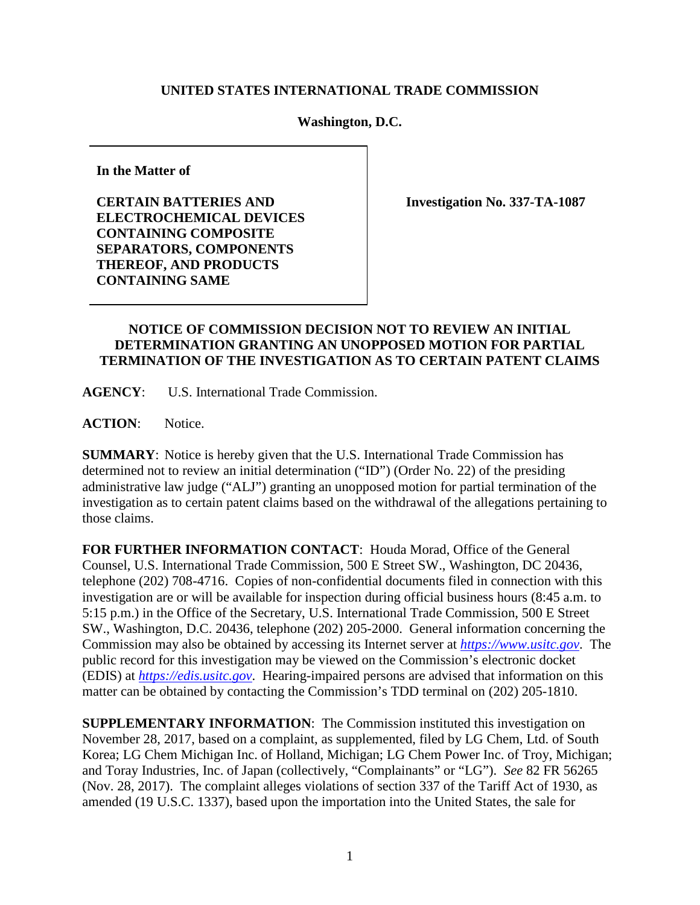**UNITED STATES INTERNATIONAL TRADE COMMISSION**

**Washington, D.C.**

| In the Matter of<br><br>**CERTAIN BATTERIES AND ELECTROCHEMICAL DEVICES CONTAINING COMPOSITE SEPARATORS, COMPONENTS THEREOF, AND PRODUCTS CONTAINING SAME** | **Investigation No. 337-TA-1087** |
|---|---|

**NOTICE OF COMMISSION DECISION NOT TO REVIEW AN INITIAL DETERMINATION GRANTING AN UNOPPOSED MOTION FOR PARTIAL TERMINATION OF THE INVESTIGATION AS TO CERTAIN PATENT CLAIMS**

**AGENCY**: U.S. International Trade Commission.

**ACTION**: Notice.

**SUMMARY**: Notice is hereby given that the U.S. International Trade Commission has determined not to review an initial determination ("ID") (Order No. 22) of the presiding administrative law judge ("ALJ") granting an unopposed motion for partial termination of the investigation as to certain patent claims based on the withdrawal of the allegations pertaining to those claims.

**FOR FURTHER INFORMATION CONTACT**: Houda Morad, Office of the General Counsel, U.S. International Trade Commission, 500 E Street SW., Washington, DC 20436, telephone (202) 708-4716. Copies of non-confidential documents filed in connection with this investigation are or will be available for inspection during official business hours (8:45 a.m. to 5:15 p.m.) in the Office of the Secretary, U.S. International Trade Commission, 500 E Street SW., Washington, D.C. 20436, telephone (202) 205-2000. General information concerning the Commission may also be obtained by accessing its Internet server at *https://www.usitc.gov*. The public record for this investigation may be viewed on the Commission's electronic docket (EDIS) at *https://edis.usitc.gov*. Hearing-impaired persons are advised that information on this matter can be obtained by contacting the Commission's TDD terminal on (202) 205-1810.

**SUPPLEMENTARY INFORMATION**: The Commission instituted this investigation on November 28, 2017, based on a complaint, as supplemented, filed by LG Chem, Ltd. of South Korea; LG Chem Michigan Inc. of Holland, Michigan; LG Chem Power Inc. of Troy, Michigan; and Toray Industries, Inc. of Japan (collectively, "Complainants" or "LG"). *See* 82 FR 56265 (Nov. 28, 2017). The complaint alleges violations of section 337 of the Tariff Act of 1930, as amended (19 U.S.C. 1337), based upon the importation into the United States, the sale for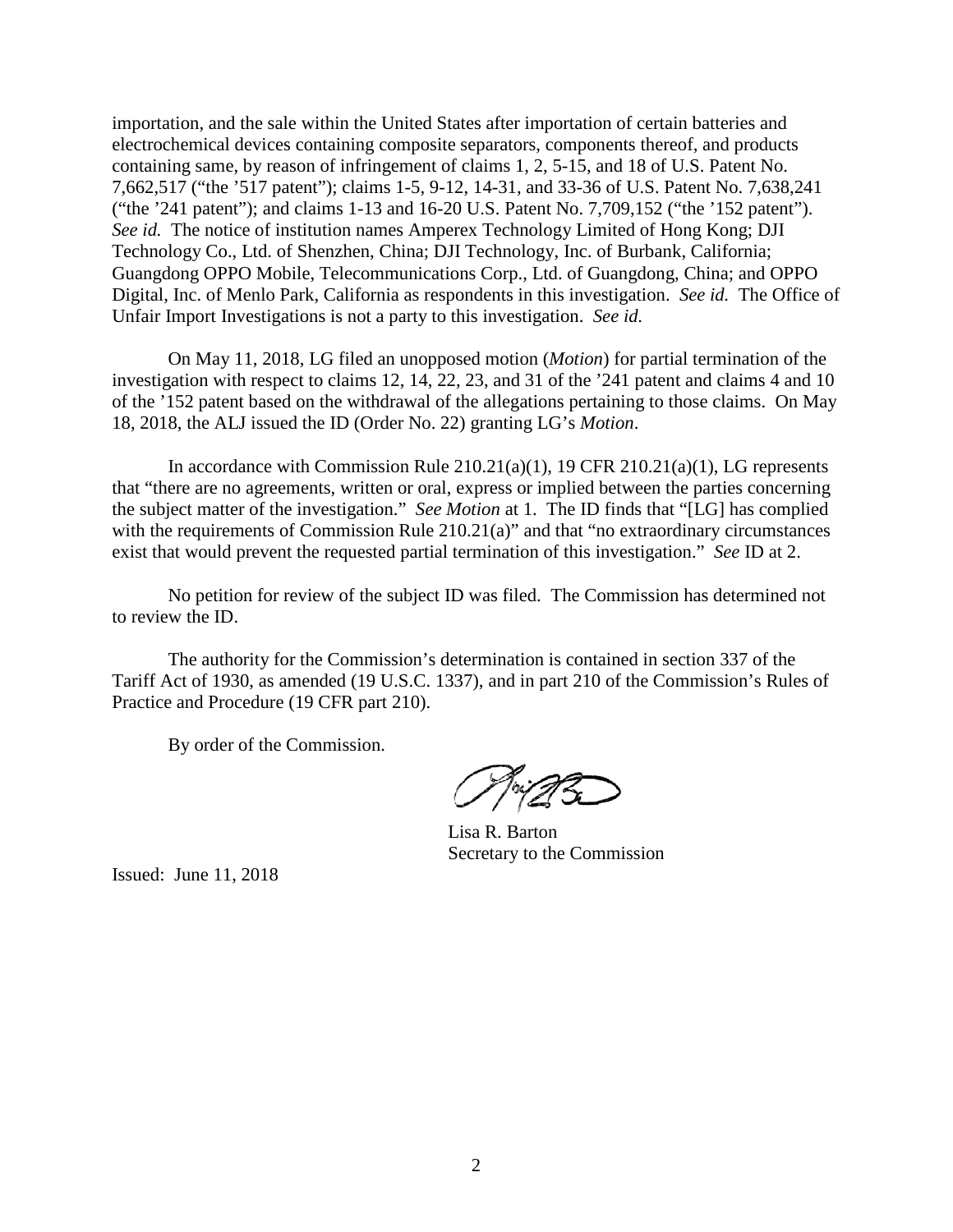importation, and the sale within the United States after importation of certain batteries and electrochemical devices containing composite separators, components thereof, and products containing same, by reason of infringement of claims 1, 2, 5-15, and 18 of U.S. Patent No. 7,662,517 ("the '517 patent"); claims 1-5, 9-12, 14-31, and 33-36 of U.S. Patent No. 7,638,241 ("the '241 patent"); and claims 1-13 and 16-20 U.S. Patent No. 7,709,152 ("the '152 patent"). *See id.* The notice of institution names Amperex Technology Limited of Hong Kong; DJI Technology Co., Ltd. of Shenzhen, China; DJI Technology, Inc. of Burbank, California; Guangdong OPPO Mobile, Telecommunications Corp., Ltd. of Guangdong, China; and OPPO Digital, Inc. of Menlo Park, California as respondents in this investigation. *See id.* The Office of Unfair Import Investigations is not a party to this investigation. *See id.*

On May 11, 2018, LG filed an unopposed motion (*Motion*) for partial termination of the investigation with respect to claims 12, 14, 22, 23, and 31 of the '241 patent and claims 4 and 10 of the '152 patent based on the withdrawal of the allegations pertaining to those claims. On May 18, 2018, the ALJ issued the ID (Order No. 22) granting LG's *Motion*.

In accordance with Commission Rule 210.21(a)(1), 19 CFR 210.21(a)(1), LG represents that "there are no agreements, written or oral, express or implied between the parties concerning the subject matter of the investigation." *See Motion* at 1. The ID finds that "[LG] has complied with the requirements of Commission Rule 210.21(a)" and that "no extraordinary circumstances exist that would prevent the requested partial termination of this investigation." *See* ID at 2.

No petition for review of the subject ID was filed. The Commission has determined not to review the ID.

The authority for the Commission's determination is contained in section 337 of the Tariff Act of 1930, as amended (19 U.S.C. 1337), and in part 210 of the Commission's Rules of Practice and Procedure (19 CFR part 210).

By order of the Commission.

Lisa R. Barton
Secretary to the Commission

Issued: June 11, 2018